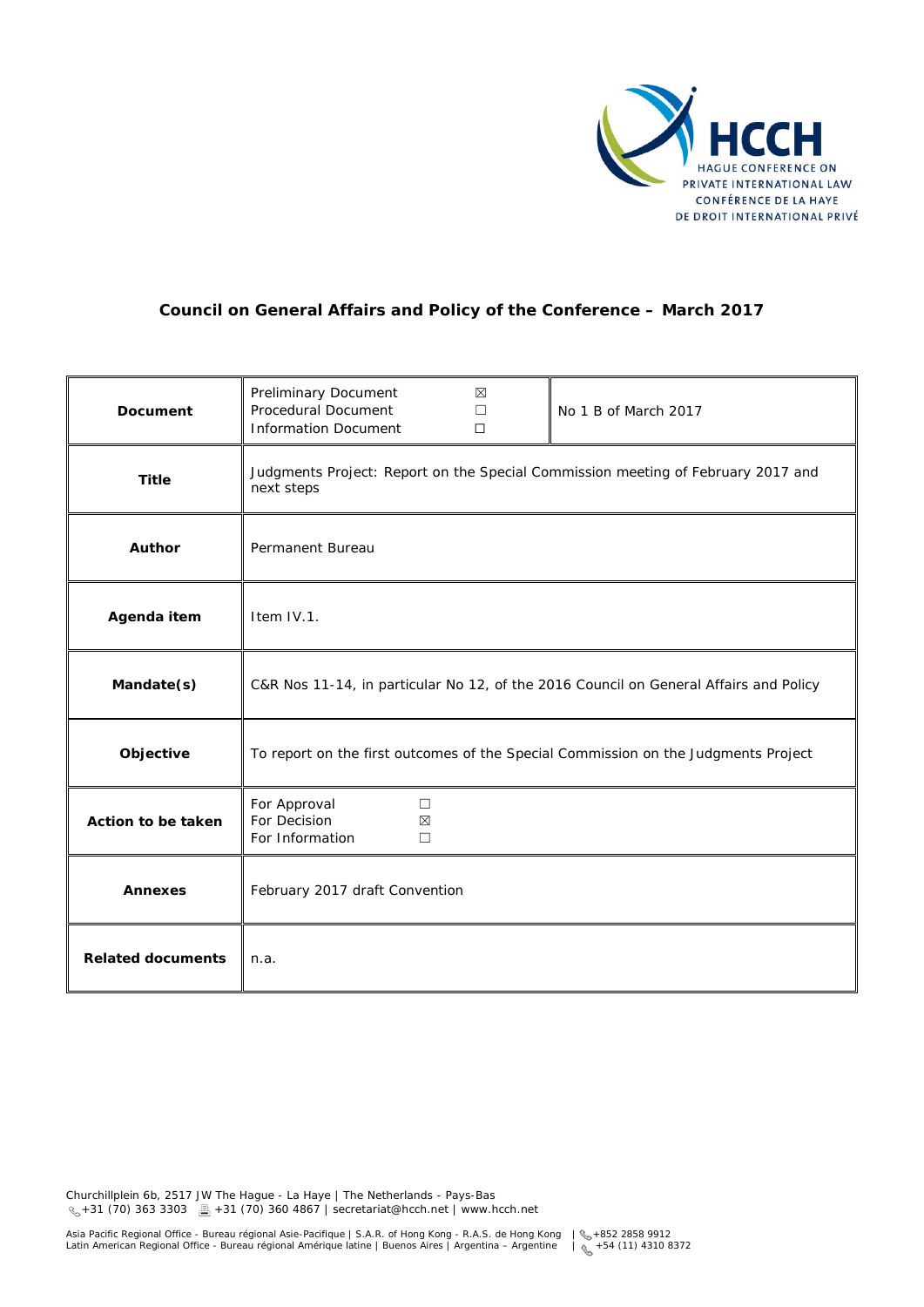HCCH
HAGUE CONFERENCE ON PRIVATE INTERNATIONAL LAW
CONFÉRENCE DE LA HAYE DE DROIT INTERNATIONAL PRIVÉ

## Council on General Affairs and Policy of the Conference – March 2017

| | | |
|---|---|---|
| **Document** | Preliminary Document ☒<br>Procedural Document ☐<br>Information Document ☐ | No 1 B of March 2017 |
| **Title** | Judgments Project: Report on the Special Commission meeting of February 2017 and next steps | |
| **Author** | Permanent Bureau | |
| **Agenda item** | Item IV.1. | |
| **Mandate(s)** | C&R Nos 11-14, in particular No 12, of the 2016 Council on General Affairs and Policy | |
| **Objective** | To report on the first outcomes of the Special Commission on the Judgments Project | |
| **Action to be taken** | For Approval ☐<br>For Decision ☒<br>For Information ☐ | |
| **Annexes** | February 2017 draft Convention | |
| **Related documents** | n.a. | |

Churchillplein 6b, 2517 JW The Hague - La Haye | The Netherlands - Pays-Bas
+31 (70) 363 3303 | +31 (70) 360 4867 | secretariat@hcch.net | www.hcch.net

Asia Pacific Regional Office - Bureau régional Asie-Pacifique | S.A.R. of Hong Kong - R.A.S. de Hong Kong | +852 2858 9912
Latin American Regional Office - Bureau régional Amérique latine | Buenos Aires | Argentina – Argentine | +54 (11) 4310 8372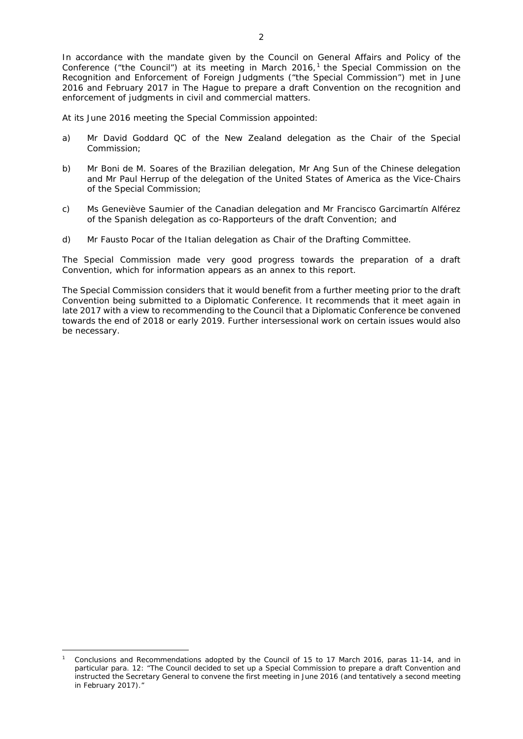In accordance with the mandate given by the Council on General Affairs and Policy of the Conference ("the Council") at its meeting in March 2016,[1] the Special Commission on the Recognition and Enforcement of Foreign Judgments ("the Special Commission") met in June 2016 and February 2017 in The Hague to prepare a draft Convention on the recognition and enforcement of judgments in civil and commercial matters.

At its June 2016 meeting the Special Commission appointed:

a) Mr David Goddard QC of the New Zealand delegation as the Chair of the Special Commission;

b) Mr Boni de M. Soares of the Brazilian delegation, Mr Ang Sun of the Chinese delegation and Mr Paul Herrup of the delegation of the United States of America as the Vice-Chairs of the Special Commission;

c) Ms Geneviève Saumier of the Canadian delegation and Mr Francisco Garcimartín Alférez of the Spanish delegation as co-Rapporteurs of the draft Convention; and

d) Mr Fausto Pocar of the Italian delegation as Chair of the Drafting Committee.

The Special Commission made very good progress towards the preparation of a draft Convention, which for information appears as an annex to this report.

The Special Commission considers that it would benefit from a further meeting prior to the draft Convention being submitted to a Diplomatic Conference. It recommends that it meet again in late 2017 with a view to recommending to the Council that a Diplomatic Conference be convened towards the end of 2018 or early 2019. Further intersessional work on certain issues would also be necessary.

---

[1] Conclusions and Recommendations adopted by the Council of 15 to 17 March 2016, paras 11-14, and in particular para. 12: "The Council decided to set up a Special Commission to prepare a draft Convention and instructed the Secretary General to convene the first meeting in June 2016 (and tentatively a second meeting in February 2017)."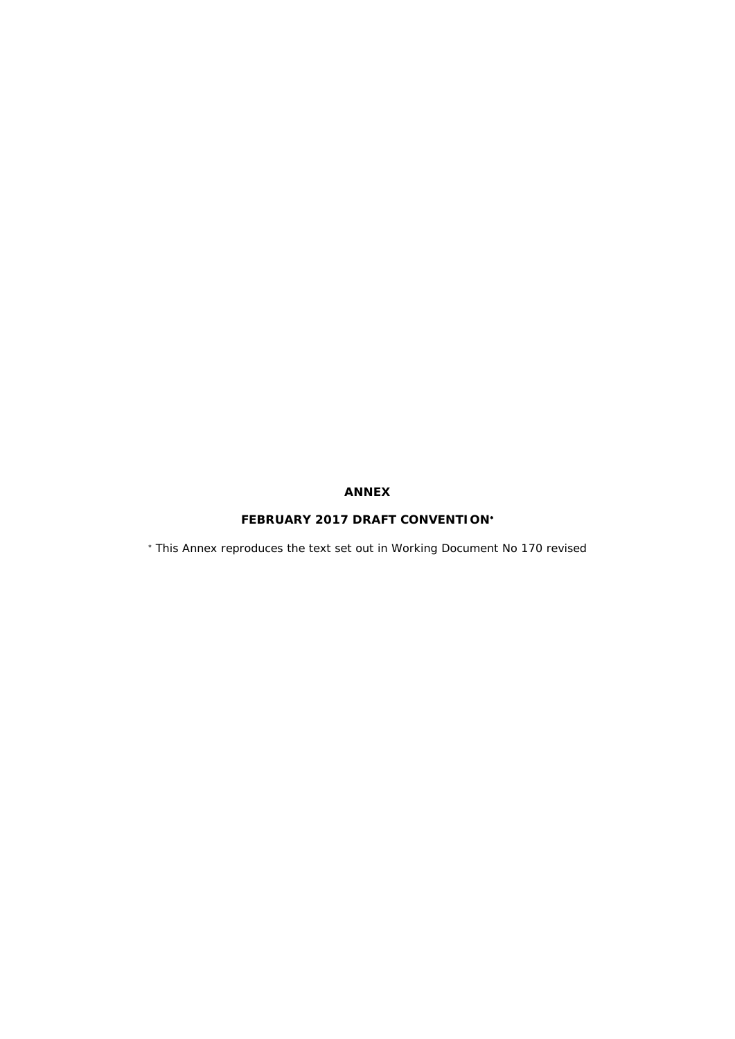# ANNEX

## FEBRUARY 2017 DRAFT CONVENTION*

* This Annex reproduces the text set out in Working Document No 170 revised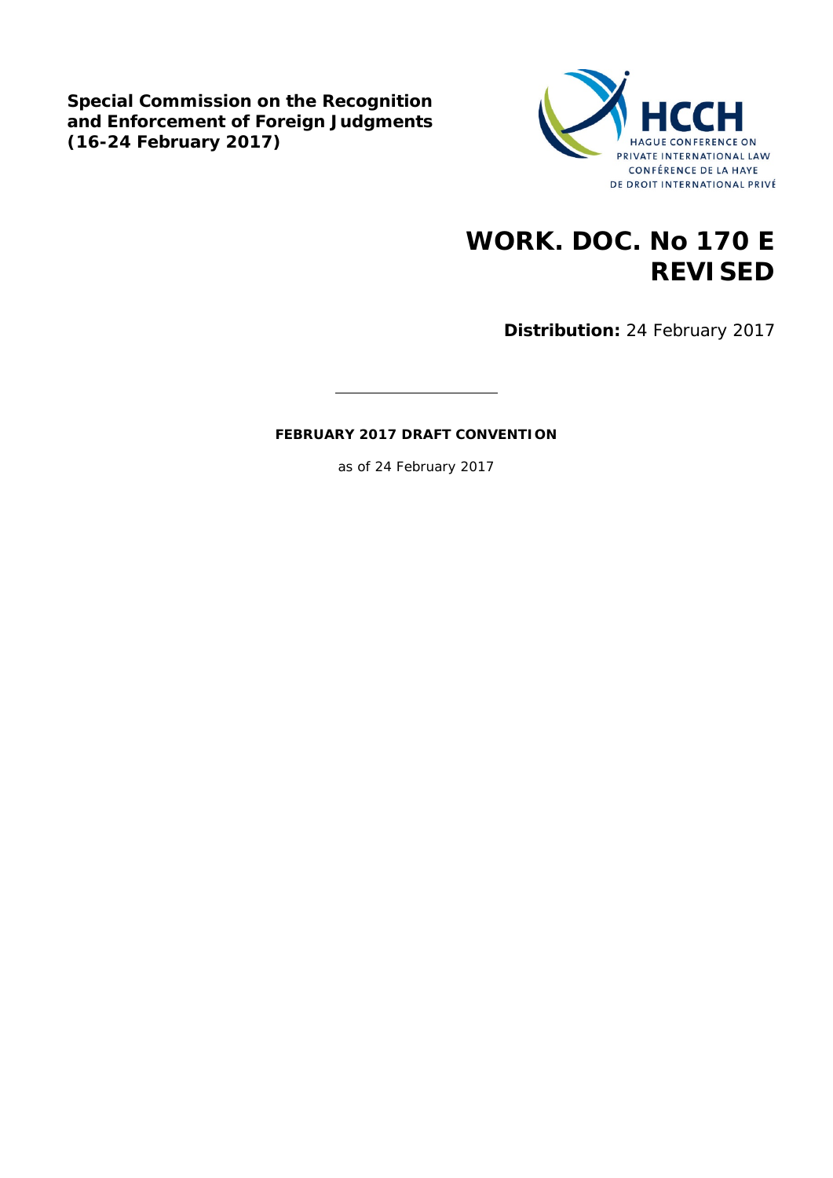**Special Commission on the Recognition and Enforcement of Foreign Judgments (16-24 February 2017)**

HCCH
HAGUE CONFERENCE ON PRIVATE INTERNATIONAL LAW
CONFÉRENCE DE LA HAYE DE DROIT INTERNATIONAL PRIVÉ

# WORK. DOC. No 170 E REVISED

**Distribution:** 24 February 2017

---

**FEBRUARY 2017 DRAFT CONVENTION**

as of 24 February 2017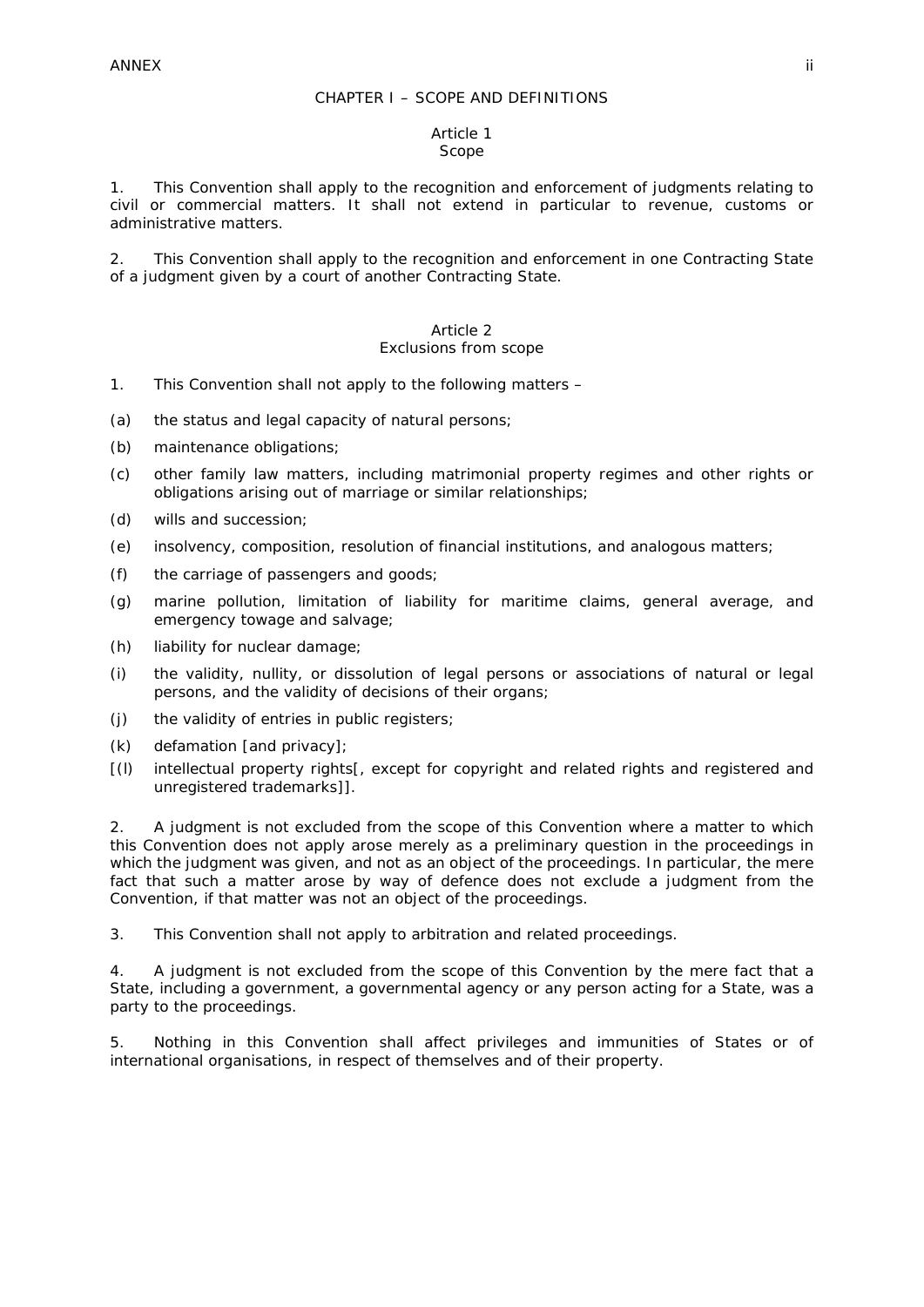## CHAPTER I – SCOPE AND DEFINITIONS

### Article 1
### Scope

1. This Convention shall apply to the recognition and enforcement of judgments relating to civil or commercial matters. It shall not extend in particular to revenue, customs or administrative matters.

2. This Convention shall apply to the recognition and enforcement in one Contracting State of a judgment given by a court of another Contracting State.

### Article 2
### Exclusions from scope

1. This Convention shall not apply to the following matters –

(a) the status and legal capacity of natural persons;

(b) maintenance obligations;

(c) other family law matters, including matrimonial property regimes and other rights or obligations arising out of marriage or similar relationships;

(d) wills and succession;

(e) insolvency, composition, resolution of financial institutions, and analogous matters;

(f) the carriage of passengers and goods;

(g) marine pollution, limitation of liability for maritime claims, general average, and emergency towage and salvage;

(h) liability for nuclear damage;

(i) the validity, nullity, or dissolution of legal persons or associations of natural or legal persons, and the validity of decisions of their organs;

(j) the validity of entries in public registers;

(k) defamation [and privacy];

[(l) intellectual property rights[, except for copyright and related rights and registered and unregistered trademarks]].

2. A judgment is not excluded from the scope of this Convention where a matter to which this Convention does not apply arose merely as a preliminary question in the proceedings in which the judgment was given, and not as an object of the proceedings. In particular, the mere fact that such a matter arose by way of defence does not exclude a judgment from the Convention, if that matter was not an object of the proceedings.

3. This Convention shall not apply to arbitration and related proceedings.

4. A judgment is not excluded from the scope of this Convention by the mere fact that a State, including a government, a governmental agency or any person acting for a State, was a party to the proceedings.

5. Nothing in this Convention shall affect privileges and immunities of States or of international organisations, in respect of themselves and of their property.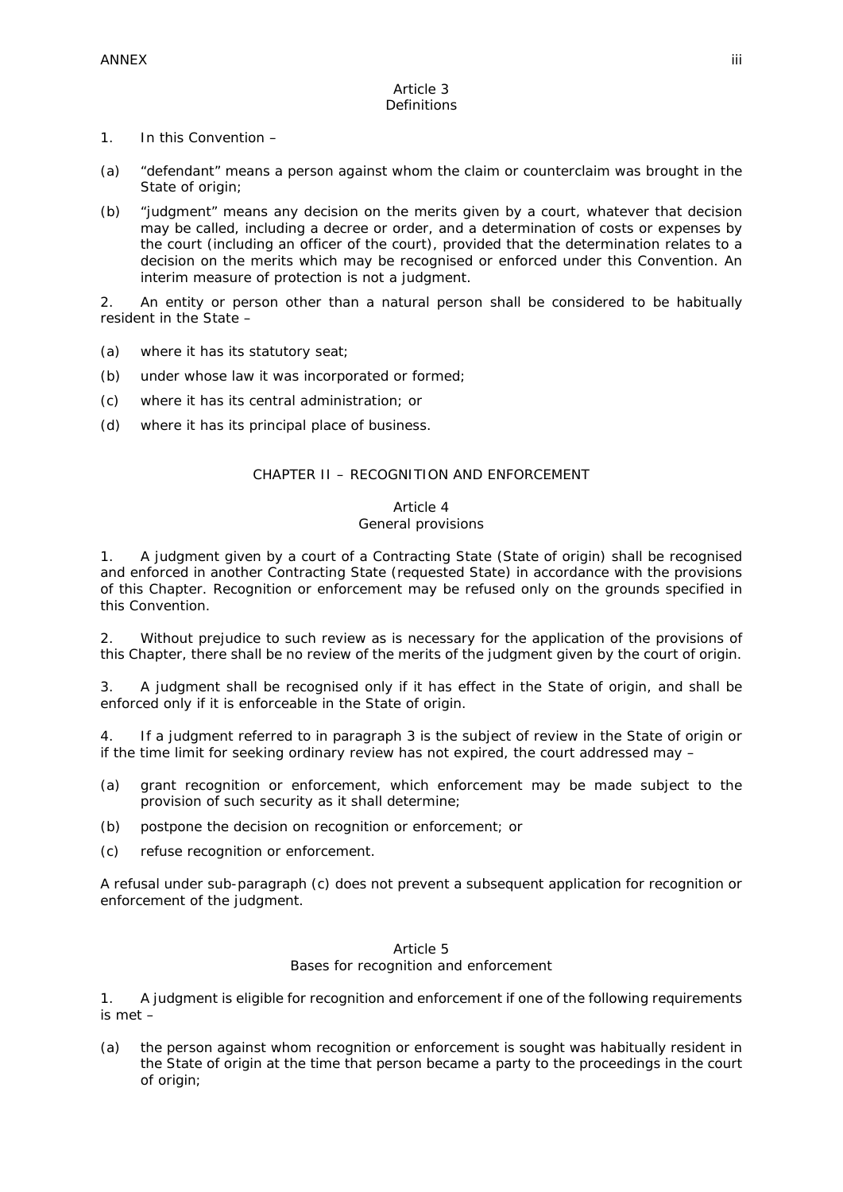Article 3
Definitions

1. In this Convention –

(a) "defendant" means a person against whom the claim or counterclaim was brought in the State of origin;

(b) "judgment" means any decision on the merits given by a court, whatever that decision may be called, including a decree or order, and a determination of costs or expenses by the court (including an officer of the court), provided that the determination relates to a decision on the merits which may be recognised or enforced under this Convention. An interim measure of protection is not a judgment.

2. An entity or person other than a natural person shall be considered to be habitually resident in the State –

(a) where it has its statutory seat;

(b) under whose law it was incorporated or formed;

(c) where it has its central administration; or

(d) where it has its principal place of business.

## CHAPTER II – RECOGNITION AND ENFORCEMENT

Article 4
General provisions

1. A judgment given by a court of a Contracting State (State of origin) shall be recognised and enforced in another Contracting State (requested State) in accordance with the provisions of this Chapter. Recognition or enforcement may be refused only on the grounds specified in this Convention.

2. Without prejudice to such review as is necessary for the application of the provisions of this Chapter, there shall be no review of the merits of the judgment given by the court of origin.

3. A judgment shall be recognised only if it has effect in the State of origin, and shall be enforced only if it is enforceable in the State of origin.

4. If a judgment referred to in paragraph 3 is the subject of review in the State of origin or if the time limit for seeking ordinary review has not expired, the court addressed may –

(a) grant recognition or enforcement, which enforcement may be made subject to the provision of such security as it shall determine;

(b) postpone the decision on recognition or enforcement; or

(c) refuse recognition or enforcement.

A refusal under sub-paragraph (c) does not prevent a subsequent application for recognition or enforcement of the judgment.

Article 5
Bases for recognition and enforcement

1. A judgment is eligible for recognition and enforcement if one of the following requirements is met –

(a) the person against whom recognition or enforcement is sought was habitually resident in the State of origin at the time that person became a party to the proceedings in the court of origin;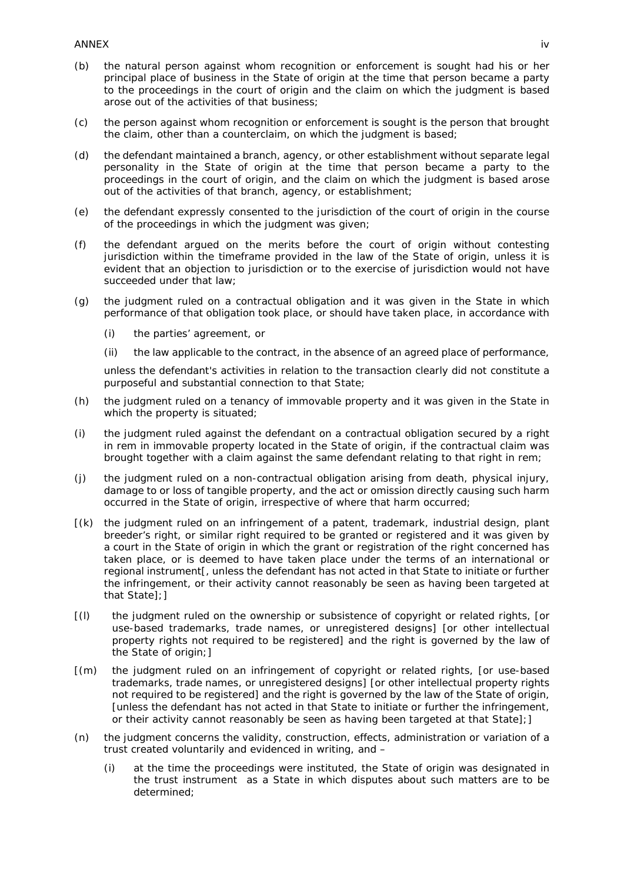(b) the natural person against whom recognition or enforcement is sought had his or her principal place of business in the State of origin at the time that person became a party to the proceedings in the court of origin and the claim on which the judgment is based arose out of the activities of that business;

(c) the person against whom recognition or enforcement is sought is the person that brought the claim, other than a counterclaim, on which the judgment is based;

(d) the defendant maintained a branch, agency, or other establishment without separate legal personality in the State of origin at the time that person became a party to the proceedings in the court of origin, and the claim on which the judgment is based arose out of the activities of that branch, agency, or establishment;

(e) the defendant expressly consented to the jurisdiction of the court of origin in the course of the proceedings in which the judgment was given;

(f) the defendant argued on the merits before the court of origin without contesting jurisdiction within the timeframe provided in the law of the State of origin, unless it is evident that an objection to jurisdiction or to the exercise of jurisdiction would not have succeeded under that law;

(g) the judgment ruled on a contractual obligation and it was given in the State in which performance of that obligation took place, or should have taken place, in accordance with

   (i) the parties' agreement, or

   (ii) the law applicable to the contract, in the absence of an agreed place of performance,

   unless the defendant's activities in relation to the transaction clearly did not constitute a purposeful and substantial connection to that State;

(h) the judgment ruled on a tenancy of immovable property and it was given in the State in which the property is situated;

(i) the judgment ruled against the defendant on a contractual obligation secured by a right in rem in immovable property located in the State of origin, if the contractual claim was brought together with a claim against the same defendant relating to that right in rem;

(j) the judgment ruled on a non-contractual obligation arising from death, physical injury, damage to or loss of tangible property, and the act or omission directly causing such harm occurred in the State of origin, irrespective of where that harm occurred;

[(k) the judgment ruled on an infringement of a patent, trademark, industrial design, plant breeder's right, or similar right required to be granted or registered and it was given by a court in the State of origin in which the grant or registration of the right concerned has taken place, or is deemed to have taken place under the terms of an international or regional instrument[, unless the defendant has not acted in that State to initiate or further the infringement, or their activity cannot reasonably be seen as having been targeted at that State];]

[(l) the judgment ruled on the ownership or subsistence of copyright or related rights, [or use-based trademarks, trade names, or unregistered designs] [or other intellectual property rights not required to be registered] and the right is governed by the law of the State of origin;]

[(m) the judgment ruled on an infringement of copyright or related rights, [or use-based trademarks, trade names, or unregistered designs] [or other intellectual property rights not required to be registered] and the right is governed by the law of the State of origin, [unless the defendant has not acted in that State to initiate or further the infringement, or their activity cannot reasonably be seen as having been targeted at that State];]

(n) the judgment concerns the validity, construction, effects, administration or variation of a trust created voluntarily and evidenced in writing, and –

   (i) at the time the proceedings were instituted, the State of origin was designated in the trust instrument as a State in which disputes about such matters are to be determined;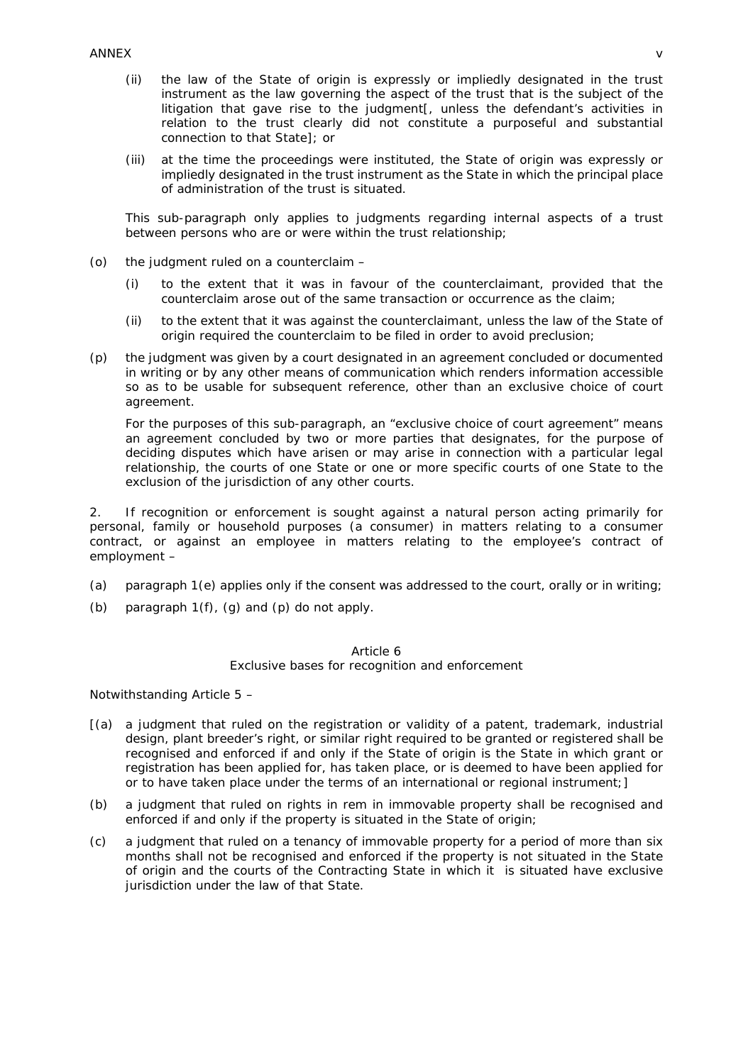(ii) the law of the State of origin is expressly or impliedly designated in the trust instrument as the law governing the aspect of the trust that is the subject of the litigation that gave rise to the judgment[, unless the defendant's activities in relation to the trust clearly did not constitute a purposeful and substantial connection to that State]; or

(iii) at the time the proceedings were instituted, the State of origin was expressly or impliedly designated in the trust instrument as the State in which the principal place of administration of the trust is situated.

This sub-paragraph only applies to judgments regarding internal aspects of a trust between persons who are or were within the trust relationship;

(o) the judgment ruled on a counterclaim –

(i) to the extent that it was in favour of the counterclaimant, provided that the counterclaim arose out of the same transaction or occurrence as the claim;

(ii) to the extent that it was against the counterclaimant, unless the law of the State of origin required the counterclaim to be filed in order to avoid preclusion;

(p) the judgment was given by a court designated in an agreement concluded or documented in writing or by any other means of communication which renders information accessible so as to be usable for subsequent reference, other than an exclusive choice of court agreement.

For the purposes of this sub-paragraph, an "exclusive choice of court agreement" means an agreement concluded by two or more parties that designates, for the purpose of deciding disputes which have arisen or may arise in connection with a particular legal relationship, the courts of one State or one or more specific courts of one State to the exclusion of the jurisdiction of any other courts.

2. If recognition or enforcement is sought against a natural person acting primarily for personal, family or household purposes (a consumer) in matters relating to a consumer contract, or against an employee in matters relating to the employee's contract of employment –

(a) paragraph 1(e) applies only if the consent was addressed to the court, orally or in writing;

(b) paragraph 1(f), (g) and (p) do not apply.

### Article 6
### Exclusive bases for recognition and enforcement

Notwithstanding Article 5 –

[(a) a judgment that ruled on the registration or validity of a patent, trademark, industrial design, plant breeder's right, or similar right required to be granted or registered shall be recognised and enforced if and only if the State of origin is the State in which grant or registration has been applied for, has taken place, or is deemed to have been applied for or to have taken place under the terms of an international or regional instrument;]

(b) a judgment that ruled on rights in rem in immovable property shall be recognised and enforced if and only if the property is situated in the State of origin;

(c) a judgment that ruled on a tenancy of immovable property for a period of more than six months shall not be recognised and enforced if the property is not situated in the State of origin and the courts of the Contracting State in which it is situated have exclusive jurisdiction under the law of that State.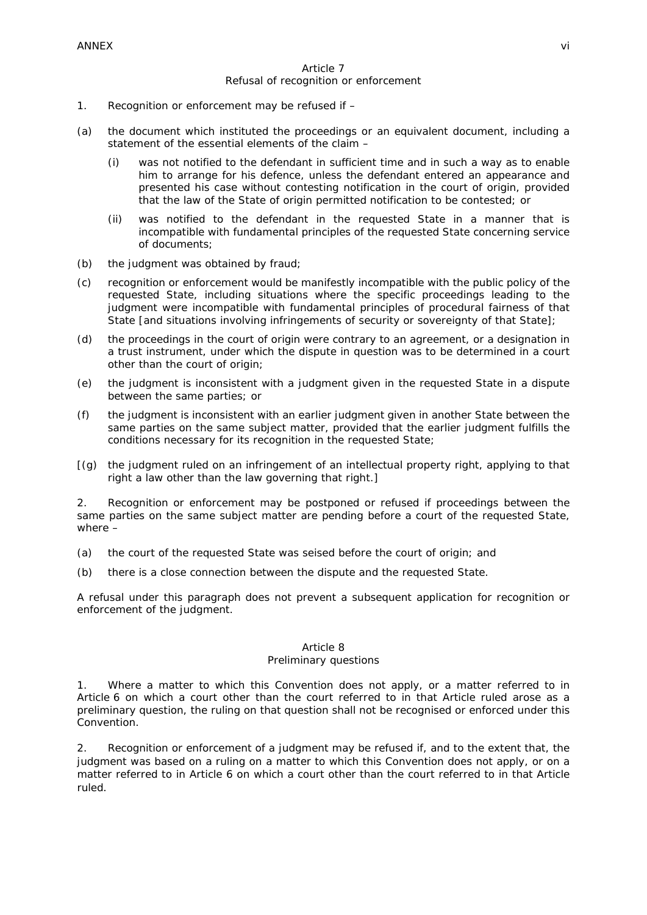## Article 7
### Refusal of recognition or enforcement

1. Recognition or enforcement may be refused if –

(a) the document which instituted the proceedings or an equivalent document, including a statement of the essential elements of the claim –

(i) was not notified to the defendant in sufficient time and in such a way as to enable him to arrange for his defence, unless the defendant entered an appearance and presented his case without contesting notification in the court of origin, provided that the law of the State of origin permitted notification to be contested; or

(ii) was notified to the defendant in the requested State in a manner that is incompatible with fundamental principles of the requested State concerning service of documents;

(b) the judgment was obtained by fraud;

(c) recognition or enforcement would be manifestly incompatible with the public policy of the requested State, including situations where the specific proceedings leading to the judgment were incompatible with fundamental principles of procedural fairness of that State [and situations involving infringements of security or sovereignty of that State];

(d) the proceedings in the court of origin were contrary to an agreement, or a designation in a trust instrument, under which the dispute in question was to be determined in a court other than the court of origin;

(e) the judgment is inconsistent with a judgment given in the requested State in a dispute between the same parties; or

(f) the judgment is inconsistent with an earlier judgment given in another State between the same parties on the same subject matter, provided that the earlier judgment fulfills the conditions necessary for its recognition in the requested State;

[(g) the judgment ruled on an infringement of an intellectual property right, applying to that right a law other than the law governing that right.]

2. Recognition or enforcement may be postponed or refused if proceedings between the same parties on the same subject matter are pending before a court of the requested State, where –

(a) the court of the requested State was seised before the court of origin; and

(b) there is a close connection between the dispute and the requested State.

A refusal under this paragraph does not prevent a subsequent application for recognition or enforcement of the judgment.

## Article 8
### Preliminary questions

1. Where a matter to which this Convention does not apply, or a matter referred to in Article 6 on which a court other than the court referred to in that Article ruled arose as a preliminary question, the ruling on that question shall not be recognised or enforced under this Convention.

2. Recognition or enforcement of a judgment may be refused if, and to the extent that, the judgment was based on a ruling on a matter to which this Convention does not apply, or on a matter referred to in Article 6 on which a court other than the court referred to in that Article ruled.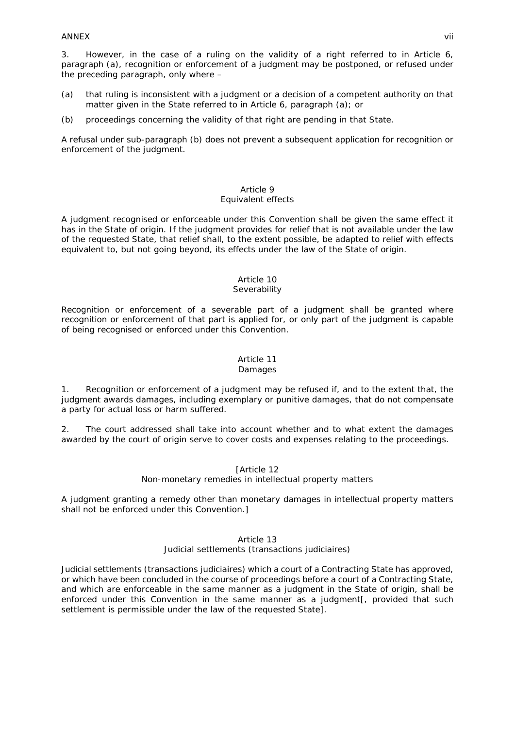3. However, in the case of a ruling on the validity of a right referred to in Article 6, paragraph (a), recognition or enforcement of a judgment may be postponed, or refused under the preceding paragraph, only where –

(a) that ruling is inconsistent with a judgment or a decision of a competent authority on that matter given in the State referred to in Article 6, paragraph (a); or

(b) proceedings concerning the validity of that right are pending in that State.

A refusal under sub-paragraph (b) does not prevent a subsequent application for recognition or enforcement of the judgment.

### Article 9
### Equivalent effects

A judgment recognised or enforceable under this Convention shall be given the same effect it has in the State of origin. If the judgment provides for relief that is not available under the law of the requested State, that relief shall, to the extent possible, be adapted to relief with effects equivalent to, but not going beyond, its effects under the law of the State of origin.

### Article 10
### Severability

Recognition or enforcement of a severable part of a judgment shall be granted where recognition or enforcement of that part is applied for, or only part of the judgment is capable of being recognised or enforced under this Convention.

### Article 11
### Damages

1. Recognition or enforcement of a judgment may be refused if, and to the extent that, the judgment awards damages, including exemplary or punitive damages, that do not compensate a party for actual loss or harm suffered.

2. The court addressed shall take into account whether and to what extent the damages awarded by the court of origin serve to cover costs and expenses relating to the proceedings.

### [Article 12
### Non-monetary remedies in intellectual property matters

A judgment granting a remedy other than monetary damages in intellectual property matters shall not be enforced under this Convention.]

### Article 13
### Judicial settlements (*transactions judiciaires*)

Judicial settlements (*transactions judiciaires*) which a court of a Contracting State has approved, or which have been concluded in the course of proceedings before a court of a Contracting State, and which are enforceable in the same manner as a judgment in the State of origin, shall be enforced under this Convention in the same manner as a judgment[, provided that such settlement is permissible under the law of the requested State].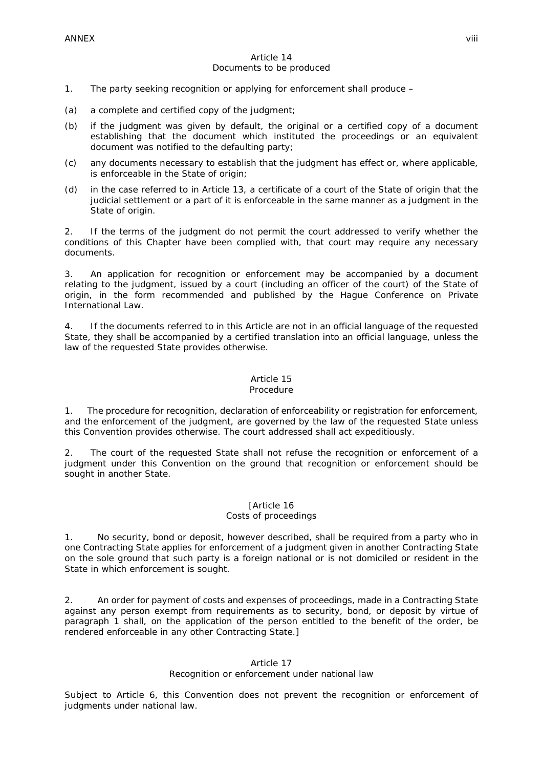### Article 14
### Documents to be produced

1. The party seeking recognition or applying for enforcement shall produce –

(a) a complete and certified copy of the judgment;

(b) if the judgment was given by default, the original or a certified copy of a document establishing that the document which instituted the proceedings or an equivalent document was notified to the defaulting party;

(c) any documents necessary to establish that the judgment has effect or, where applicable, is enforceable in the State of origin;

(d) in the case referred to in Article 13, a certificate of a court of the State of origin that the judicial settlement or a part of it is enforceable in the same manner as a judgment in the State of origin.

2. If the terms of the judgment do not permit the court addressed to verify whether the conditions of this Chapter have been complied with, that court may require any necessary documents.

3. An application for recognition or enforcement may be accompanied by a document relating to the judgment, issued by a court (including an officer of the court) of the State of origin, in the form recommended and published by the Hague Conference on Private International Law.

4. If the documents referred to in this Article are not in an official language of the requested State, they shall be accompanied by a certified translation into an official language, unless the law of the requested State provides otherwise.

### Article 15
### Procedure

1. The procedure for recognition, declaration of enforceability or registration for enforcement, and the enforcement of the judgment, are governed by the law of the requested State unless this Convention provides otherwise. The court addressed shall act expeditiously.

2. The court of the requested State shall not refuse the recognition or enforcement of a judgment under this Convention on the ground that recognition or enforcement should be sought in another State.

### [Article 16
### Costs of proceedings

1. No security, bond or deposit, however described, shall be required from a party who in one Contracting State applies for enforcement of a judgment given in another Contracting State on the sole ground that such party is a foreign national or is not domiciled or resident in the State in which enforcement is sought.

2. An order for payment of costs and expenses of proceedings, made in a Contracting State against any person exempt from requirements as to security, bond, or deposit by virtue of paragraph 1 shall, on the application of the person entitled to the benefit of the order, be rendered enforceable in any other Contracting State.]

### Article 17
### Recognition or enforcement under national law

Subject to Article 6, this Convention does not prevent the recognition or enforcement of judgments under national law.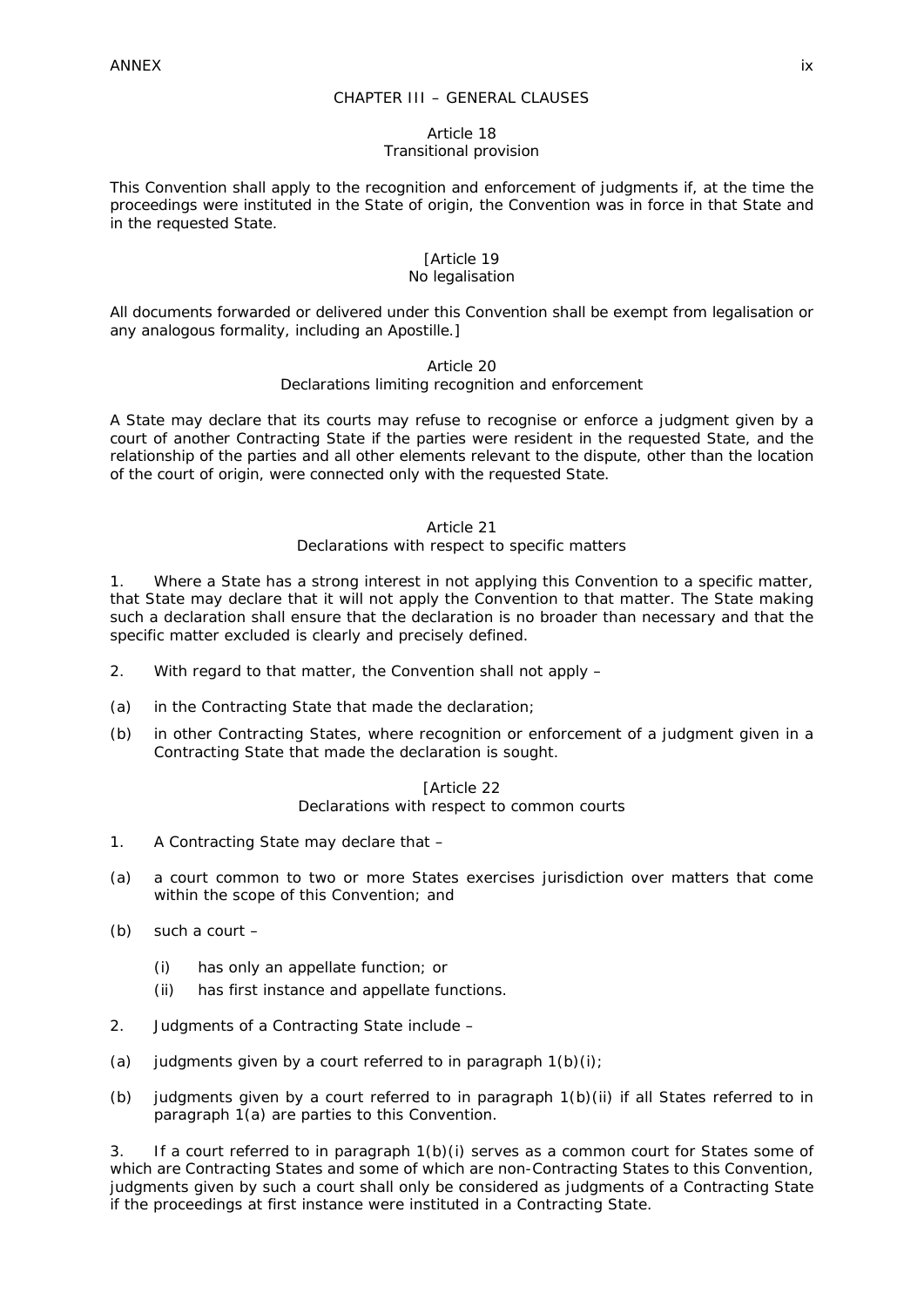## CHAPTER III – GENERAL CLAUSES

### Article 18
### Transitional provision

This Convention shall apply to the recognition and enforcement of judgments if, at the time the proceedings were instituted in the State of origin, the Convention was in force in that State and in the requested State.

### [Article 19
### No legalisation

All documents forwarded or delivered under this Convention shall be exempt from legalisation or any analogous formality, including an Apostille.]

### Article 20
### Declarations limiting recognition and enforcement

A State may declare that its courts may refuse to recognise or enforce a judgment given by a court of another Contracting State if the parties were resident in the requested State, and the relationship of the parties and all other elements relevant to the dispute, other than the location of the court of origin, were connected only with the requested State.

### Article 21
### Declarations with respect to specific matters

1. Where a State has a strong interest in not applying this Convention to a specific matter, that State may declare that it will not apply the Convention to that matter. The State making such a declaration shall ensure that the declaration is no broader than necessary and that the specific matter excluded is clearly and precisely defined.

2. With regard to that matter, the Convention shall not apply –

(a) in the Contracting State that made the declaration;

(b) in other Contracting States, where recognition or enforcement of a judgment given in a Contracting State that made the declaration is sought.

### [Article 22
### Declarations with respect to common courts

1. A Contracting State may declare that –

(a) a court common to two or more States exercises jurisdiction over matters that come within the scope of this Convention; and

(b) such a court –

  (i) has only an appellate function; or
  (ii) has first instance and appellate functions.

2. Judgments of a Contracting State include –

(a) judgments given by a court referred to in paragraph 1(b)(i);

(b) judgments given by a court referred to in paragraph 1(b)(ii) if all States referred to in paragraph 1(a) are parties to this Convention.

3. If a court referred to in paragraph 1(b)(i) serves as a common court for States some of which are Contracting States and some of which are non-Contracting States to this Convention, judgments given by such a court shall only be considered as judgments of a Contracting State if the proceedings at first instance were instituted in a Contracting State.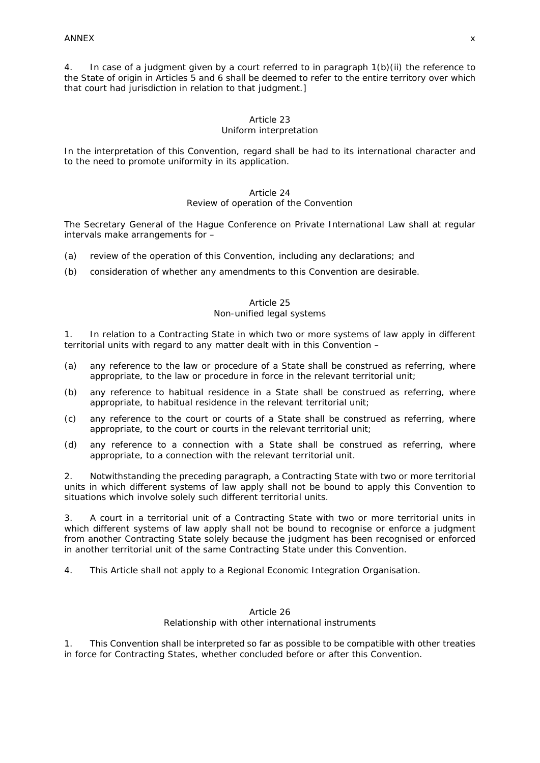4. In case of a judgment given by a court referred to in paragraph 1(b)(ii) the reference to the State of origin in Articles 5 and 6 shall be deemed to refer to the entire territory over which that court had jurisdiction in relation to that judgment.]

### Article 23
### Uniform interpretation

In the interpretation of this Convention, regard shall be had to its international character and to the need to promote uniformity in its application.

### Article 24
### Review of operation of the Convention

The Secretary General of the Hague Conference on Private International Law shall at regular intervals make arrangements for –

(a) review of the operation of this Convention, including any declarations; and

(b) consideration of whether any amendments to this Convention are desirable.

### Article 25
### Non-unified legal systems

1. In relation to a Contracting State in which two or more systems of law apply in different territorial units with regard to any matter dealt with in this Convention –

(a) any reference to the law or procedure of a State shall be construed as referring, where appropriate, to the law or procedure in force in the relevant territorial unit;

(b) any reference to habitual residence in a State shall be construed as referring, where appropriate, to habitual residence in the relevant territorial unit;

(c) any reference to the court or courts of a State shall be construed as referring, where appropriate, to the court or courts in the relevant territorial unit;

(d) any reference to a connection with a State shall be construed as referring, where appropriate, to a connection with the relevant territorial unit.

2. Notwithstanding the preceding paragraph, a Contracting State with two or more territorial units in which different systems of law apply shall not be bound to apply this Convention to situations which involve solely such different territorial units.

3. A court in a territorial unit of a Contracting State with two or more territorial units in which different systems of law apply shall not be bound to recognise or enforce a judgment from another Contracting State solely because the judgment has been recognised or enforced in another territorial unit of the same Contracting State under this Convention.

4. This Article shall not apply to a Regional Economic Integration Organisation.

### Article 26
### Relationship with other international instruments

1. This Convention shall be interpreted so far as possible to be compatible with other treaties in force for Contracting States, whether concluded before or after this Convention.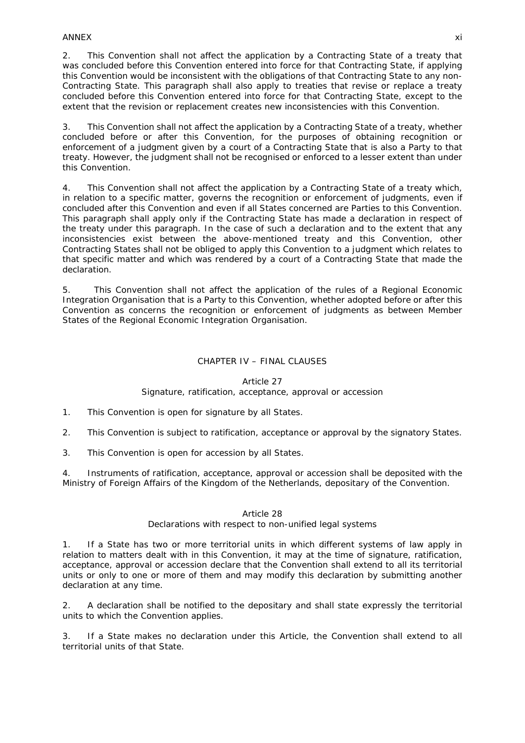2. This Convention shall not affect the application by a Contracting State of a treaty that was concluded before this Convention entered into force for that Contracting State, if applying this Convention would be inconsistent with the obligations of that Contracting State to any non-Contracting State. This paragraph shall also apply to treaties that revise or replace a treaty concluded before this Convention entered into force for that Contracting State, except to the extent that the revision or replacement creates new inconsistencies with this Convention.

3. This Convention shall not affect the application by a Contracting State of a treaty, whether concluded before or after this Convention, for the purposes of obtaining recognition or enforcement of a judgment given by a court of a Contracting State that is also a Party to that treaty. However, the judgment shall not be recognised or enforced to a lesser extent than under this Convention.

4. This Convention shall not affect the application by a Contracting State of a treaty which, in relation to a specific matter, governs the recognition or enforcement of judgments, even if concluded after this Convention and even if all States concerned are Parties to this Convention. This paragraph shall apply only if the Contracting State has made a declaration in respect of the treaty under this paragraph. In the case of such a declaration and to the extent that any inconsistencies exist between the above-mentioned treaty and this Convention, other Contracting States shall not be obliged to apply this Convention to a judgment which relates to that specific matter and which was rendered by a court of a Contracting State that made the declaration.

5. This Convention shall not affect the application of the rules of a Regional Economic Integration Organisation that is a Party to this Convention, whether adopted before or after this Convention as concerns the recognition or enforcement of judgments as between Member States of the Regional Economic Integration Organisation.

## CHAPTER IV – FINAL CLAUSES

### Article 27
### Signature, ratification, acceptance, approval or accession

1. This Convention is open for signature by all States.

2. This Convention is subject to ratification, acceptance or approval by the signatory States.

3. This Convention is open for accession by all States.

4. Instruments of ratification, acceptance, approval or accession shall be deposited with the Ministry of Foreign Affairs of the Kingdom of the Netherlands, depositary of the Convention.

### Article 28
### Declarations with respect to non-unified legal systems

1. If a State has two or more territorial units in which different systems of law apply in relation to matters dealt with in this Convention, it may at the time of signature, ratification, acceptance, approval or accession declare that the Convention shall extend to all its territorial units or only to one or more of them and may modify this declaration by submitting another declaration at any time.

2. A declaration shall be notified to the depositary and shall state expressly the territorial units to which the Convention applies.

3. If a State makes no declaration under this Article, the Convention shall extend to all territorial units of that State.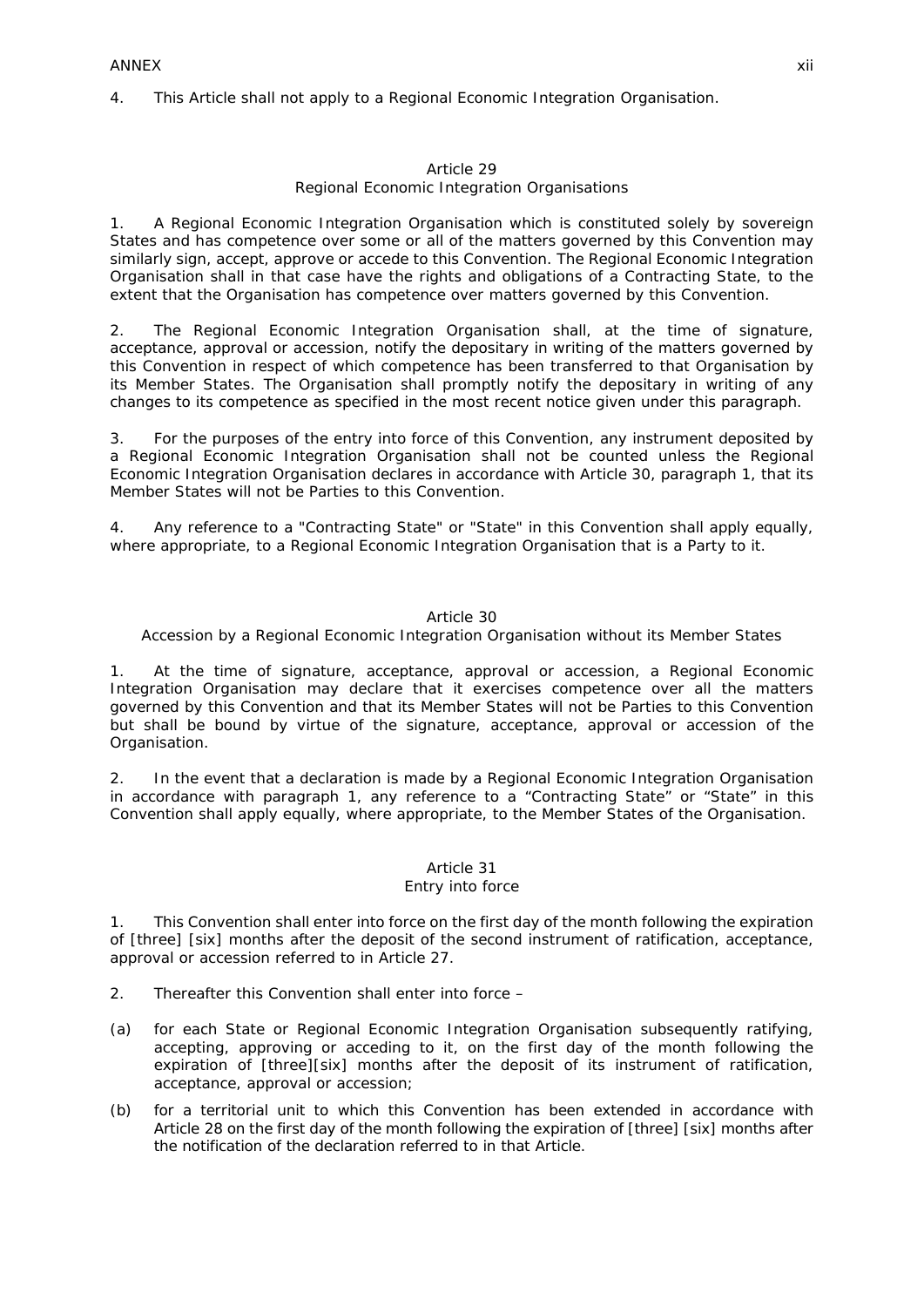4. This Article shall not apply to a Regional Economic Integration Organisation.

### Article 29
### Regional Economic Integration Organisations

1. A Regional Economic Integration Organisation which is constituted solely by sovereign States and has competence over some or all of the matters governed by this Convention may similarly sign, accept, approve or accede to this Convention. The Regional Economic Integration Organisation shall in that case have the rights and obligations of a Contracting State, to the extent that the Organisation has competence over matters governed by this Convention.

2. The Regional Economic Integration Organisation shall, at the time of signature, acceptance, approval or accession, notify the depositary in writing of the matters governed by this Convention in respect of which competence has been transferred to that Organisation by its Member States. The Organisation shall promptly notify the depositary in writing of any changes to its competence as specified in the most recent notice given under this paragraph.

3. For the purposes of the entry into force of this Convention, any instrument deposited by a Regional Economic Integration Organisation shall not be counted unless the Regional Economic Integration Organisation declares in accordance with Article 30, paragraph 1, that its Member States will not be Parties to this Convention.

4. Any reference to a "Contracting State" or "State" in this Convention shall apply equally, where appropriate, to a Regional Economic Integration Organisation that is a Party to it.

### Article 30
### Accession by a Regional Economic Integration Organisation without its Member States

1. At the time of signature, acceptance, approval or accession, a Regional Economic Integration Organisation may declare that it exercises competence over all the matters governed by this Convention and that its Member States will not be Parties to this Convention but shall be bound by virtue of the signature, acceptance, approval or accession of the Organisation.

2. In the event that a declaration is made by a Regional Economic Integration Organisation in accordance with paragraph 1, any reference to a "Contracting State" or "State" in this Convention shall apply equally, where appropriate, to the Member States of the Organisation.

### Article 31
### Entry into force

1. This Convention shall enter into force on the first day of the month following the expiration of [three] [six] months after the deposit of the second instrument of ratification, acceptance, approval or accession referred to in Article 27.

2. Thereafter this Convention shall enter into force –

(a) for each State or Regional Economic Integration Organisation subsequently ratifying, accepting, approving or acceding to it, on the first day of the month following the expiration of [three][six] months after the deposit of its instrument of ratification, acceptance, approval or accession;

(b) for a territorial unit to which this Convention has been extended in accordance with Article 28 on the first day of the month following the expiration of [three] [six] months after the notification of the declaration referred to in that Article.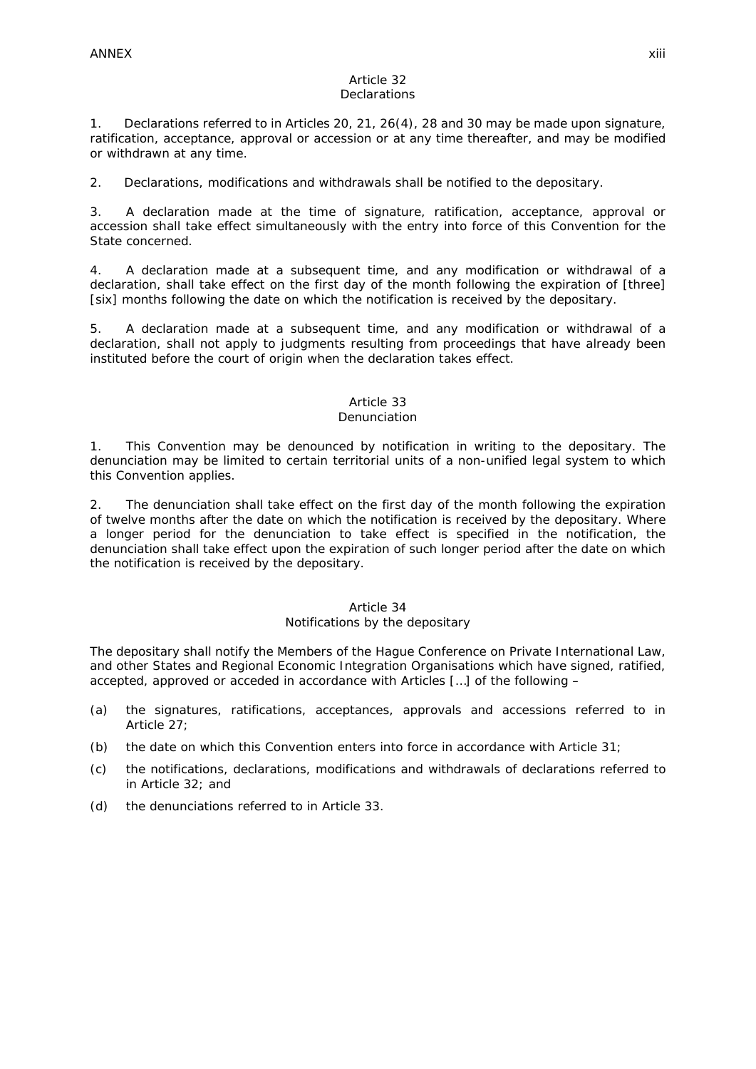## Article 32
### Declarations

1. Declarations referred to in Articles 20, 21, 26(4), 28 and 30 may be made upon signature, ratification, acceptance, approval or accession or at any time thereafter, and may be modified or withdrawn at any time.

2. Declarations, modifications and withdrawals shall be notified to the depositary.

3. A declaration made at the time of signature, ratification, acceptance, approval or accession shall take effect simultaneously with the entry into force of this Convention for the State concerned.

4. A declaration made at a subsequent time, and any modification or withdrawal of a declaration, shall take effect on the first day of the month following the expiration of [three] [six] months following the date on which the notification is received by the depositary.

5. A declaration made at a subsequent time, and any modification or withdrawal of a declaration, shall not apply to judgments resulting from proceedings that have already been instituted before the court of origin when the declaration takes effect.

## Article 33
### Denunciation

1. This Convention may be denounced by notification in writing to the depositary. The denunciation may be limited to certain territorial units of a non-unified legal system to which this Convention applies.

2. The denunciation shall take effect on the first day of the month following the expiration of twelve months after the date on which the notification is received by the depositary. Where a longer period for the denunciation to take effect is specified in the notification, the denunciation shall take effect upon the expiration of such longer period after the date on which the notification is received by the depositary.

## Article 34
### Notifications by the depositary

The depositary shall notify the Members of the Hague Conference on Private International Law, and other States and Regional Economic Integration Organisations which have signed, ratified, accepted, approved or acceded in accordance with Articles […] of the following –

(a) the signatures, ratifications, acceptances, approvals and accessions referred to in Article 27;

(b) the date on which this Convention enters into force in accordance with Article 31;

(c) the notifications, declarations, modifications and withdrawals of declarations referred to in Article 32; and

(d) the denunciations referred to in Article 33.